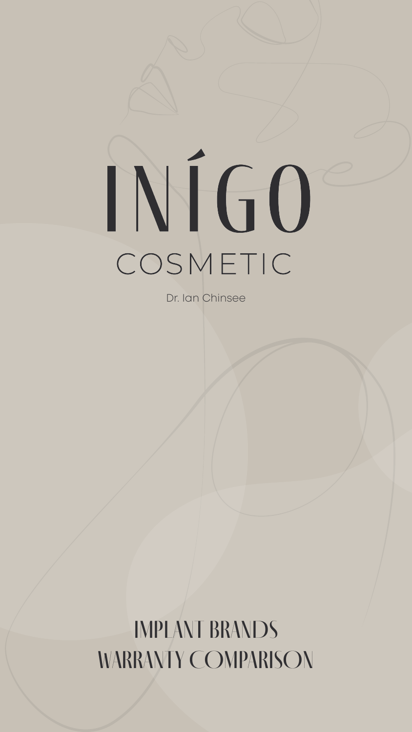# INÍGO

COSMETIC

Dr. Ian Chinsee

## IMPLANT BRANDS WARRANTY COMPARISON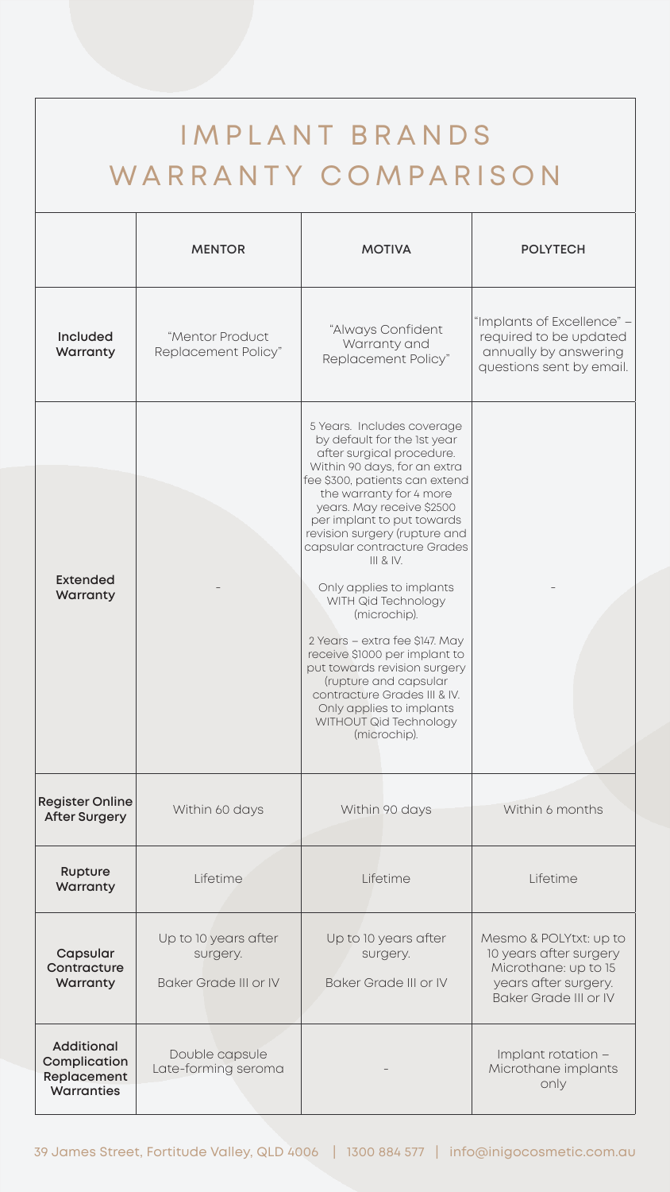# IMPLANT BRANDS WARRANTY COMPARISON

| | MENTOR | MOTIVA | POLYTECH |
|---|---|---|---|
| **Included Warranty** | "Mentor Product Replacement Policy" | "Always Confident Warranty and Replacement Policy" | "Implants of Excellence" – required to be updated annually by answering questions sent by email. |
| **Extended Warranty** | - | 5 Years. Includes coverage by default for the 1st year after surgical procedure. Within 90 days, for an extra fee $300, patients can extend the warranty for 4 more years. May receive $2500 per implant to put towards revision surgery (rupture and capsular contracture Grades III & IV. Only applies to implants WITH Qid Technology (microchip). 2 Years – extra fee $147. May receive $1000 per implant to put towards revision surgery (rupture and capsular contracture Grades III & IV. Only applies to implants WITHOUT Qid Technology (microchip). | - |
| **Register Online After Surgery** | Within 60 days | Within 90 days | Within 6 months |
| **Rupture Warranty** | Lifetime | Lifetime | Lifetime |
| **Capsular Contracture Warranty** | Up to 10 years after surgery. Baker Grade III or IV | Up to 10 years after surgery. Baker Grade III or IV | Mesmo & POLYtxt: up to 10 years after surgery Microthane: up to 15 years after surgery. Baker Grade III or IV |
| **Additional Complication Replacement Warranties** | Double capsule Late-forming seroma | - | Implant rotation – Microthane implants only |

39 James Street, Fortitude Valley, QLD 4006 | 1300 884 577 | info@inigocosmetic.com.au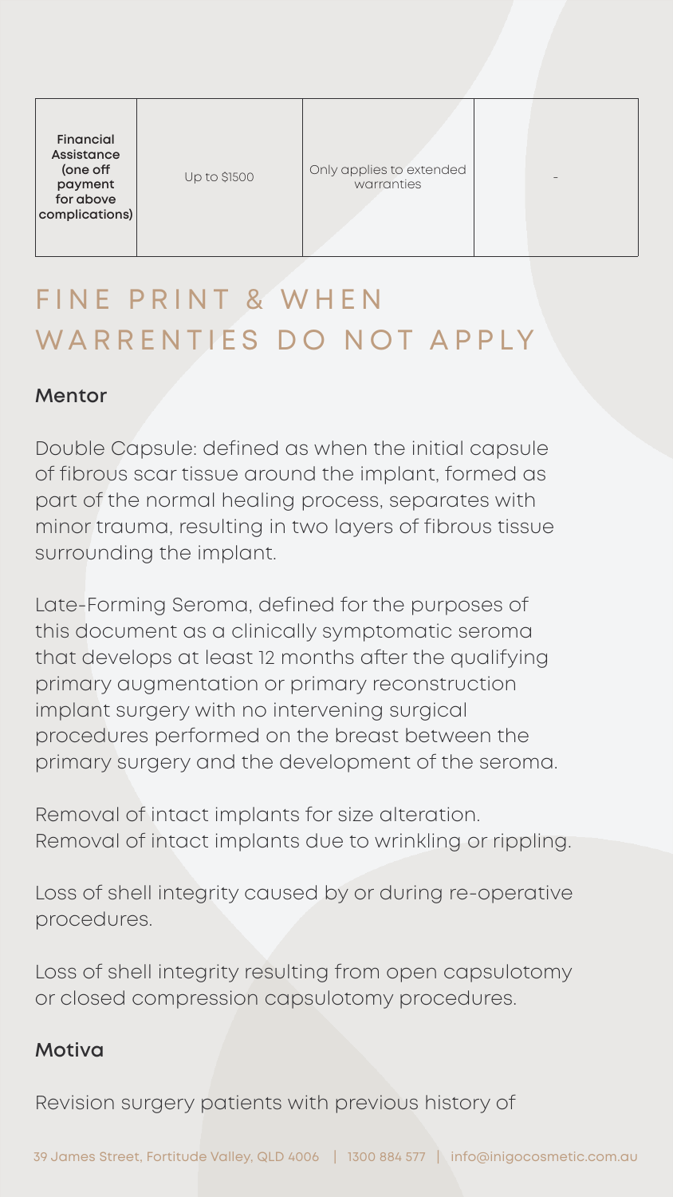| Financial Assistance (one off payment for above complications) | Up to $1500 | Only applies to extended warranties | - |
|---|---|---|---|

# FINE PRINT & WHEN WARRENTIES DO NOT APPLY

### Mentor

Double Capsule: defined as when the initial capsule of fibrous scar tissue around the implant, formed as part of the normal healing process, separates with minor trauma, resulting in two layers of fibrous tissue surrounding the implant.

Late-Forming Seroma, defined for the purposes of this document as a clinically symptomatic seroma that develops at least 12 months after the qualifying primary augmentation or primary reconstruction implant surgery with no intervening surgical procedures performed on the breast between the primary surgery and the development of the seroma.

Removal of intact implants for size alteration.
Removal of intact implants due to wrinkling or rippling.

Loss of shell integrity caused by or during re-operative procedures.

Loss of shell integrity resulting from open capsulotomy or closed compression capsulotomy procedures.

### Motiva

Revision surgery patients with previous history of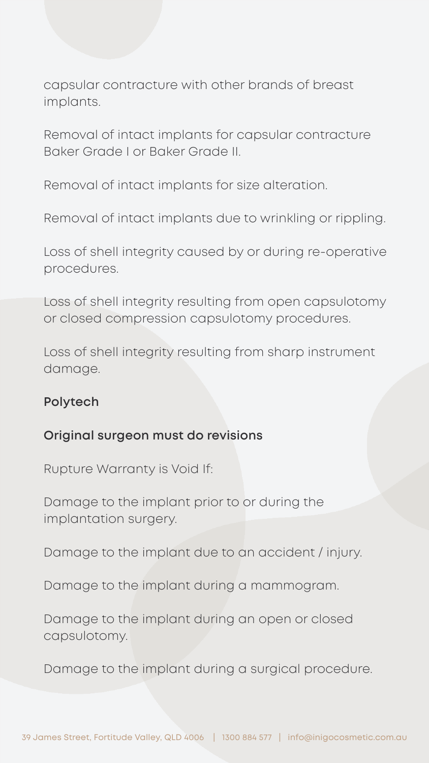capsular contracture with other brands of breast implants.

Removal of intact implants for capsular contracture Baker Grade I or Baker Grade II.

Removal of intact implants for size alteration.

Removal of intact implants due to wrinkling or rippling.

Loss of shell integrity caused by or during re-operative procedures.

Loss of shell integrity resulting from open capsulotomy or closed compression capsulotomy procedures.

Loss of shell integrity resulting from sharp instrument damage.

**Polytech**

**Original surgeon must do revisions**

Rupture Warranty is Void If:

Damage to the implant prior to or during the implantation surgery.

Damage to the implant due to an accident / injury.

Damage to the implant during a mammogram.

Damage to the implant during an open or closed capsulotomy.

Damage to the implant during a surgical procedure.